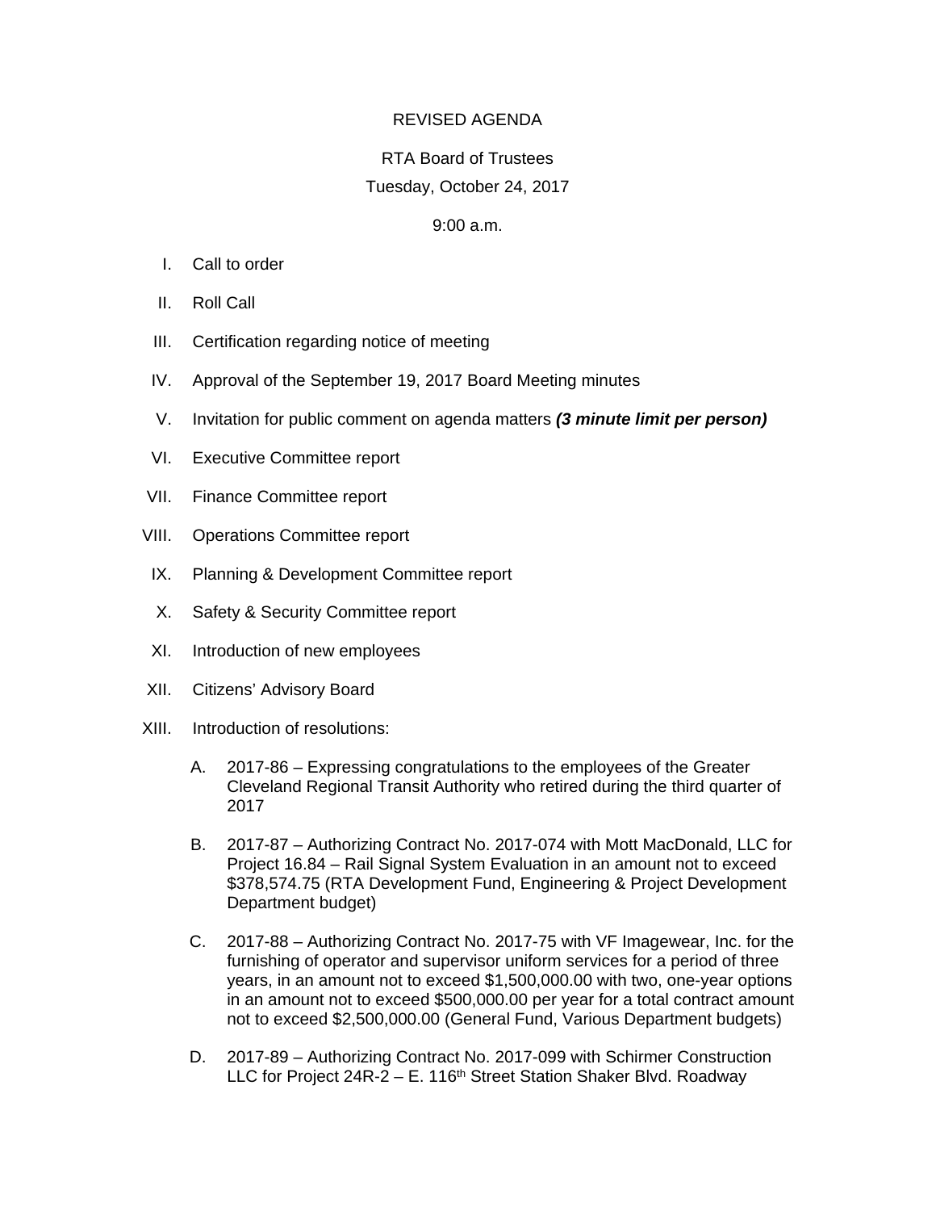# REVISED AGENDA

RTA Board of Trustees

Tuesday, October 24, 2017

9:00 a.m.

I. Call to order

II. Roll Call

III. Certification regarding notice of meeting

IV. Approval of the September 19, 2017 Board Meeting minutes

V. Invitation for public comment on agenda matters ***(3 minute limit per person)***

VI. Executive Committee report

VII. Finance Committee report

VIII. Operations Committee report

IX. Planning & Development Committee report

X. Safety & Security Committee report

XI. Introduction of new employees

XII. Citizens' Advisory Board

XIII. Introduction of resolutions:

   A. 2017-86 – Expressing congratulations to the employees of the Greater Cleveland Regional Transit Authority who retired during the third quarter of 2017

   B. 2017-87 – Authorizing Contract No. 2017-074 with Mott MacDonald, LLC for Project 16.84 – Rail Signal System Evaluation in an amount not to exceed $378,574.75 (RTA Development Fund, Engineering & Project Development Department budget)

   C. 2017-88 – Authorizing Contract No. 2017-75 with VF Imagewear, Inc. for the furnishing of operator and supervisor uniform services for a period of three years, in an amount not to exceed $1,500,000.00 with two, one-year options in an amount not to exceed $500,000.00 per year for a total contract amount not to exceed $2,500,000.00 (General Fund, Various Department budgets)

   D. 2017-89 – Authorizing Contract No. 2017-099 with Schirmer Construction LLC for Project 24R-2 – E. 116th Street Station Shaker Blvd. Roadway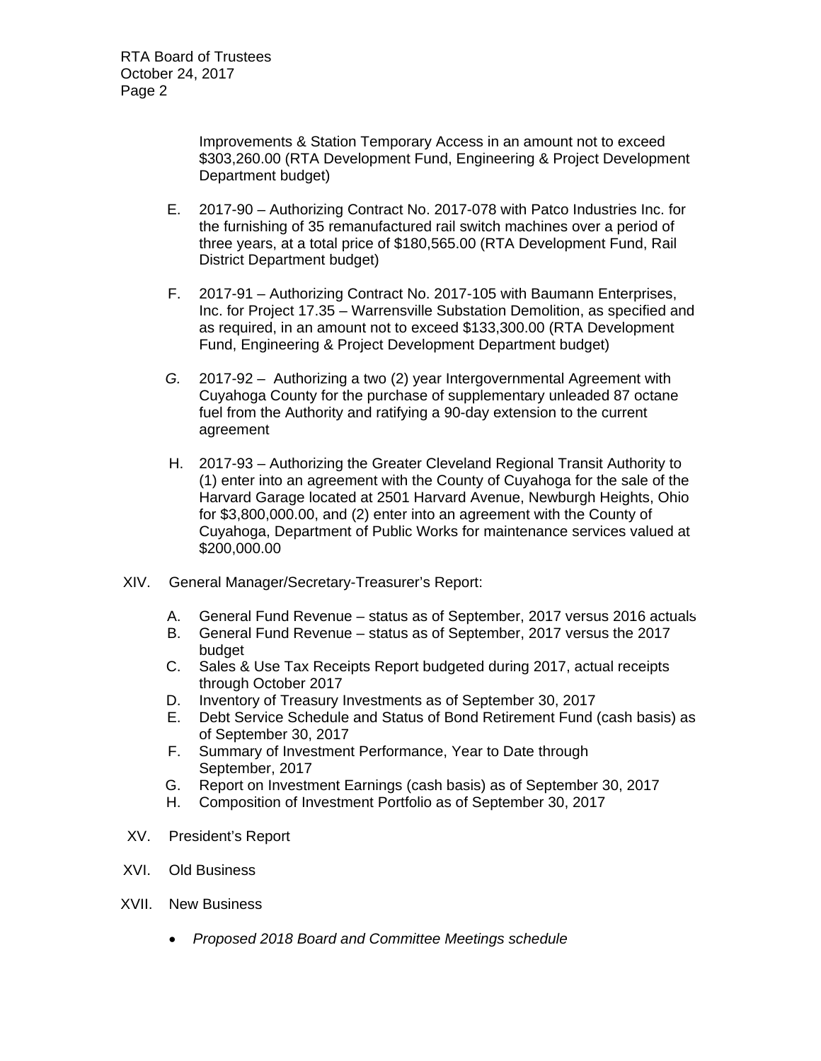Improvements & Station Temporary Access in an amount not to exceed $303,260.00 (RTA Development Fund, Engineering & Project Development Department budget)

E. 2017-90 – Authorizing Contract No. 2017-078 with Patco Industries Inc. for the furnishing of 35 remanufactured rail switch machines over a period of three years, at a total price of $180,565.00 (RTA Development Fund, Rail District Department budget)

F. 2017-91 – Authorizing Contract No. 2017-105 with Baumann Enterprises, Inc. for Project 17.35 – Warrensville Substation Demolition, as specified and as required, in an amount not to exceed $133,300.00 (RTA Development Fund, Engineering & Project Development Department budget)

*G.* 2017-92 – Authorizing a two (2) year Intergovernmental Agreement with Cuyahoga County for the purchase of supplementary unleaded 87 octane fuel from the Authority and ratifying a 90-day extension to the current agreement

H. 2017-93 – Authorizing the Greater Cleveland Regional Transit Authority to (1) enter into an agreement with the County of Cuyahoga for the sale of the Harvard Garage located at 2501 Harvard Avenue, Newburgh Heights, Ohio for $3,800,000.00, and (2) enter into an agreement with the County of Cuyahoga, Department of Public Works for maintenance services valued at $200,000.00

XIV. General Manager/Secretary-Treasurer's Report:

A. General Fund Revenue – status as of September, 2017 versus 2016 actuals
B. General Fund Revenue – status as of September, 2017 versus the 2017 budget
C. Sales & Use Tax Receipts Report budgeted during 2017, actual receipts through October 2017
D. Inventory of Treasury Investments as of September 30, 2017
E. Debt Service Schedule and Status of Bond Retirement Fund (cash basis) as of September 30, 2017
F. Summary of Investment Performance, Year to Date through September, 2017
G. Report on Investment Earnings (cash basis) as of September 30, 2017
H. Composition of Investment Portfolio as of September 30, 2017

XV. President's Report

XVI. Old Business

XVII. New Business

- *Proposed 2018 Board and Committee Meetings schedule*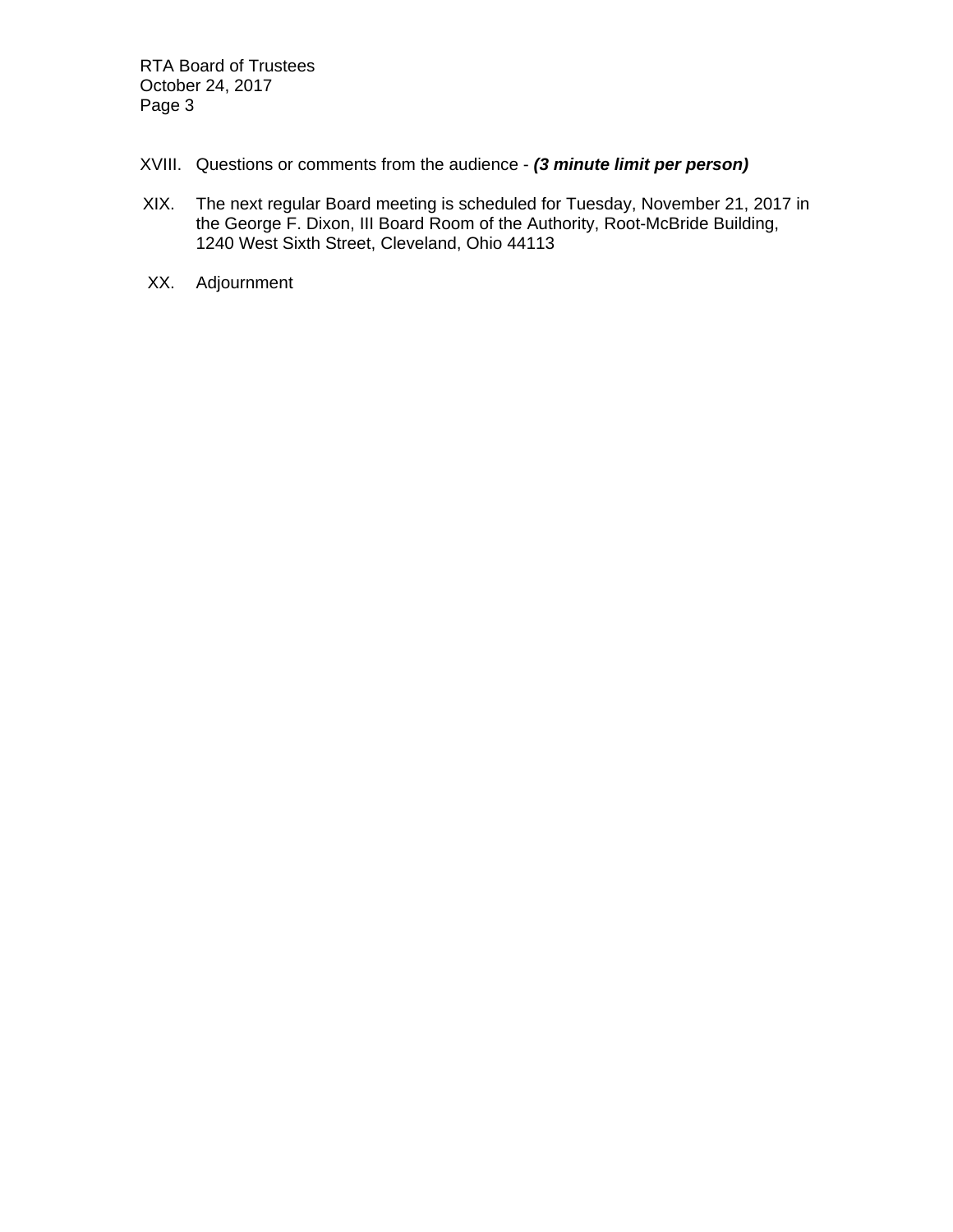XVIII. Questions or comments from the audience - ***(3 minute limit per person)***

XIX. The next regular Board meeting is scheduled for Tuesday, November 21, 2017 in the George F. Dixon, III Board Room of the Authority, Root-McBride Building, 1240 West Sixth Street, Cleveland, Ohio 44113

XX. Adjournment